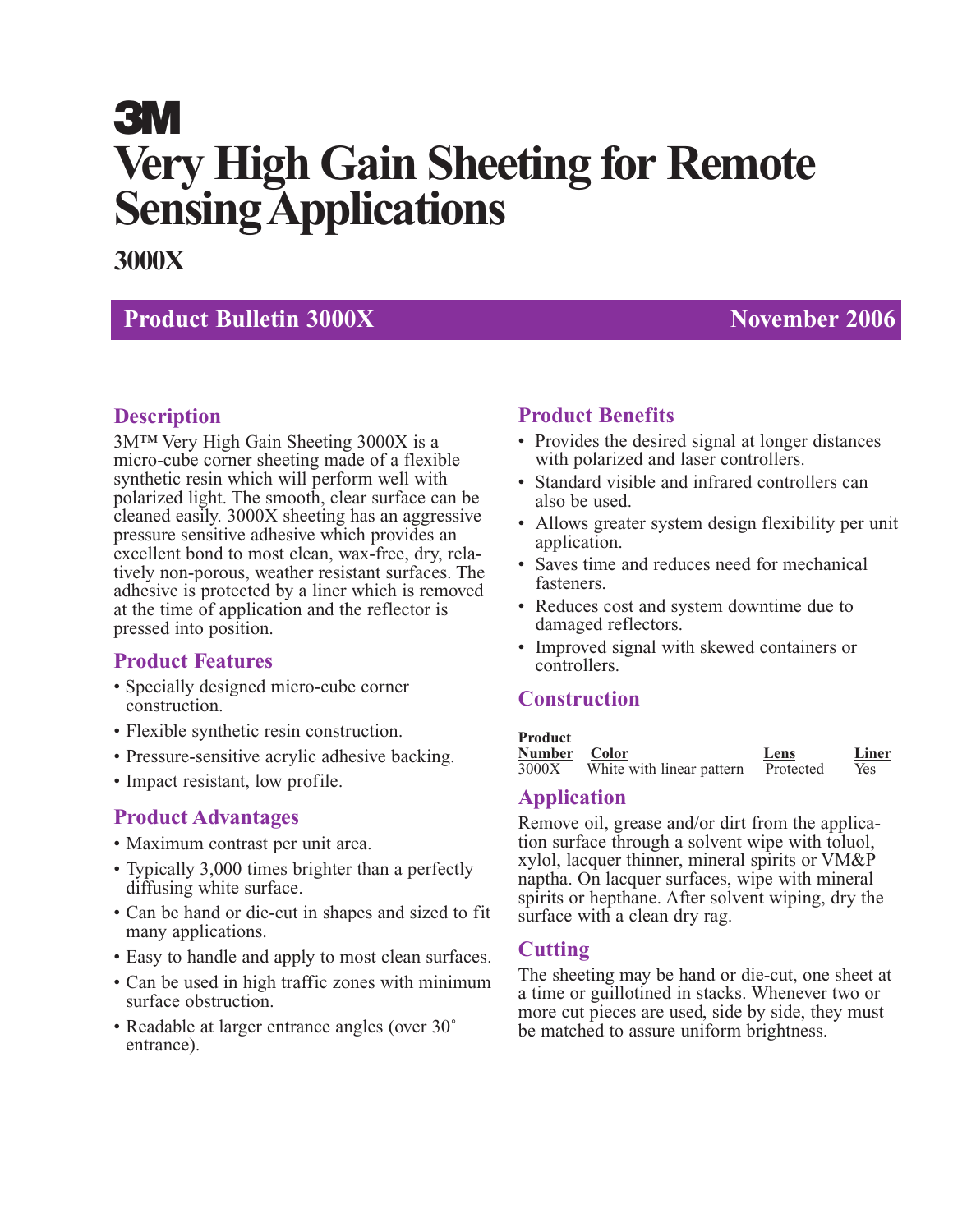# 3M

# Very High Gain Sheeting for Remote Sensing Applications

## 3000X

**Product Bulletin 3000X** — **November 2006**

## Description

3M™ Very High Gain Sheeting 3000X is a micro-cube corner sheeting made of a flexible synthetic resin which will perform well with polarized light. The smooth, clear surface can be cleaned easily. 3000X sheeting has an aggressive pressure sensitive adhesive which provides an excellent bond to most clean, wax-free, dry, relatively non-porous, weather resistant surfaces. The adhesive is protected by a liner which is removed at the time of application and the reflector is pressed into position.

## Product Features

- Specially designed micro-cube corner construction.
- Flexible synthetic resin construction.
- Pressure-sensitive acrylic adhesive backing.
- Impact resistant, low profile.

## Product Advantages

- Maximum contrast per unit area.
- Typically 3,000 times brighter than a perfectly diffusing white surface.
- Can be hand or die-cut in shapes and sized to fit many applications.
- Easy to handle and apply to most clean surfaces.
- Can be used in high traffic zones with minimum surface obstruction.
- Readable at larger entrance angles (over 30˚ entrance).

## Product Benefits

- Provides the desired signal at longer distances with polarized and laser controllers.
- Standard visible and infrared controllers can also be used.
- Allows greater system design flexibility per unit application.
- Saves time and reduces need for mechanical fasteners.
- Reduces cost and system downtime due to damaged reflectors.
- Improved signal with skewed containers or controllers.

## Construction

| Product Number | Color | Lens | Liner |
|---|---|---|---|
| 3000X | White with linear pattern | Protected | Yes |

## Application

Remove oil, grease and/or dirt from the application surface through a solvent wipe with toluol, xylol, lacquer thinner, mineral spirits or VM&P naptha. On lacquer surfaces, wipe with mineral spirits or hepthane. After solvent wiping, dry the surface with a clean dry rag.

## Cutting

The sheeting may be hand or die-cut, one sheet at a time or guillotined in stacks. Whenever two or more cut pieces are used, side by side, they must be matched to assure uniform brightness.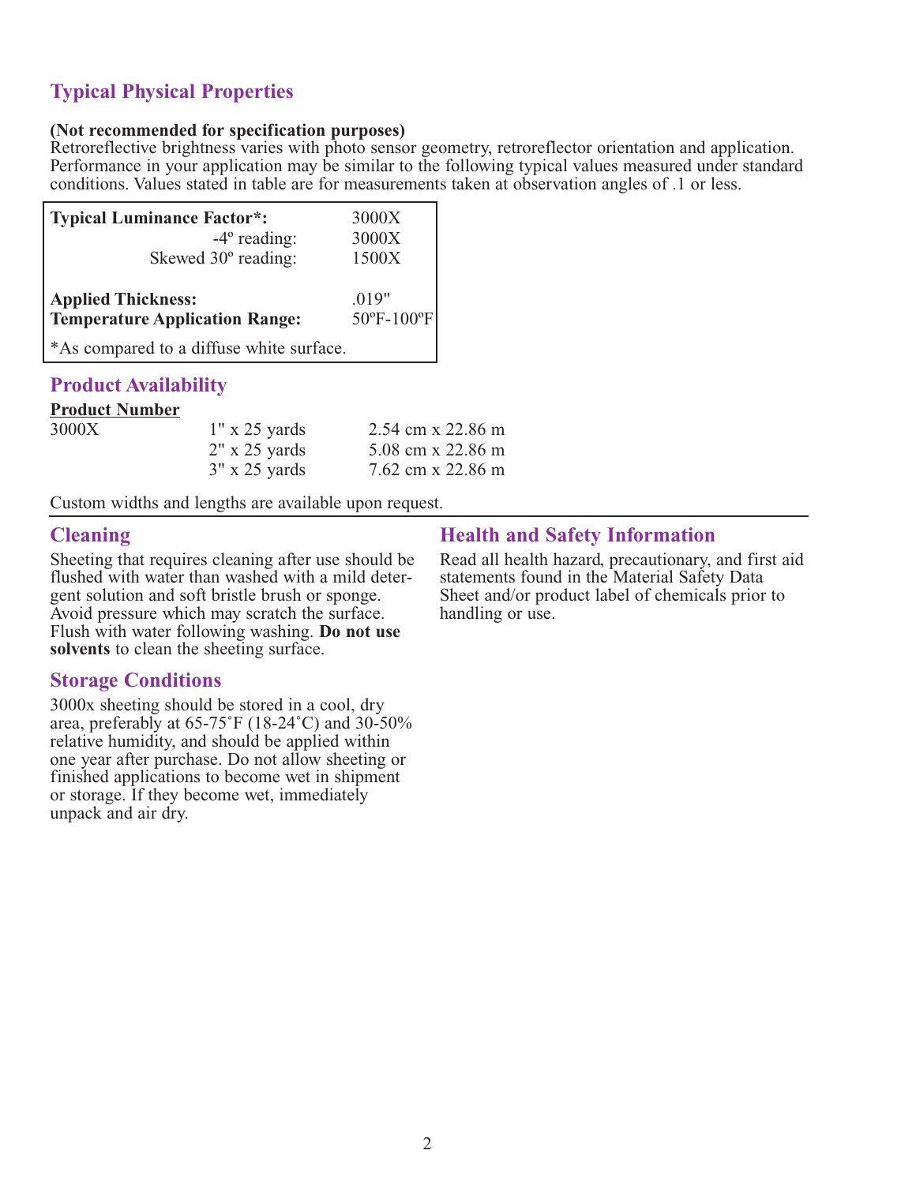## Typical Physical Properties

**(Not recommended for specification purposes)**
Retroreflective brightness varies with photo sensor geometry, retroreflector orientation and application. Performance in your application may be similar to the following typical values measured under standard conditions. Values stated in table are for measurements taken at observation angles of .1 or less.

| | |
|---|---|
| **Typical Luminance Factor*:** | 3000X |
| -4º reading: | 3000X |
| Skewed 30º reading: | 1500X |
| **Applied Thickness:** | .019" |
| **Temperature Application Range:** | 50ºF-100ºF |

*As compared to a diffuse white surface.

## Product Availability

| **Product Number** | | |
|---|---|---|
| 3000X | 1" x 25 yards | 2.54 cm x 22.86 m |
| | 2" x 25 yards | 5.08 cm x 22.86 m |
| | 3" x 25 yards | 7.62 cm x 22.86 m |

Custom widths and lengths are available upon request.

## Cleaning

Sheeting that requires cleaning after use should be flushed with water than washed with a mild detergent solution and soft bristle brush or sponge. Avoid pressure which may scratch the surface. Flush with water following washing. **Do not use solvents** to clean the sheeting surface.

## Storage Conditions

3000x sheeting should be stored in a cool, dry area, preferably at 65-75˚F (18-24˚C) and 30-50% relative humidity, and should be applied within one year after purchase. Do not allow sheeting or finished applications to become wet in shipment or storage. If they become wet, immediately unpack and air dry.

## Health and Safety Information

Read all health hazard, precautionary, and first aid statements found in the Material Safety Data Sheet and/or product label of chemicals prior to handling or use.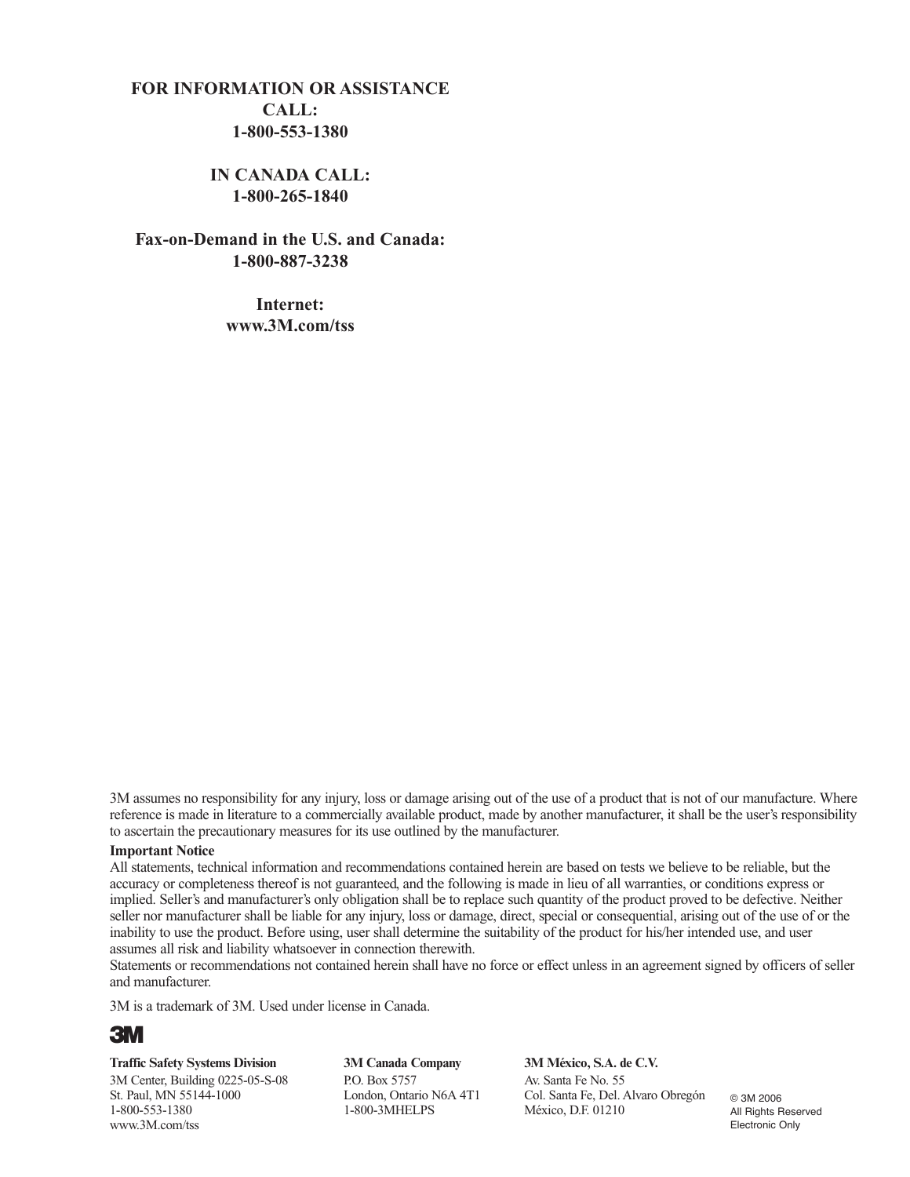**FOR INFORMATION OR ASSISTANCE**
**CALL:**
**1-800-553-1380**

**IN CANADA CALL:**
**1-800-265-1840**

**Fax-on-Demand in the U.S. and Canada:**
**1-800-887-3238**

**Internet:**
**www.3M.com/tss**

3M assumes no responsibility for any injury, loss or damage arising out of the use of a product that is not of our manufacture. Where reference is made in literature to a commercially available product, made by another manufacturer, it shall be the user's responsibility to ascertain the precautionary measures for its use outlined by the manufacturer.

**Important Notice**

All statements, technical information and recommendations contained herein are based on tests we believe to be reliable, but the accuracy or completeness thereof is not guaranteed, and the following is made in lieu of all warranties, or conditions express or implied. Seller's and manufacturer's only obligation shall be to replace such quantity of the product proved to be defective. Neither seller nor manufacturer shall be liable for any injury, loss or damage, direct, special or consequential, arising out of the use of or the inability to use the product. Before using, user shall determine the suitability of the product for his/her intended use, and user assumes all risk and liability whatsoever in connection therewith.

Statements or recommendations not contained herein shall have no force or effect unless in an agreement signed by officers of seller and manufacturer.

3M is a trademark of 3M. Used under license in Canada.

**3M**

**Traffic Safety Systems Division**
3M Center, Building 0225-05-S-08
St. Paul, MN 55144-1000
1-800-553-1380
www.3M.com/tss

**3M Canada Company**
P.O. Box 5757
London, Ontario N6A 4T1
1-800-3MHELPS

**3M México, S.A. de C.V.**
Av. Santa Fe No. 55
Col. Santa Fe, Del. Alvaro Obregón
México, D.F. 01210

© 3M 2006
All Rights Reserved
Electronic Only